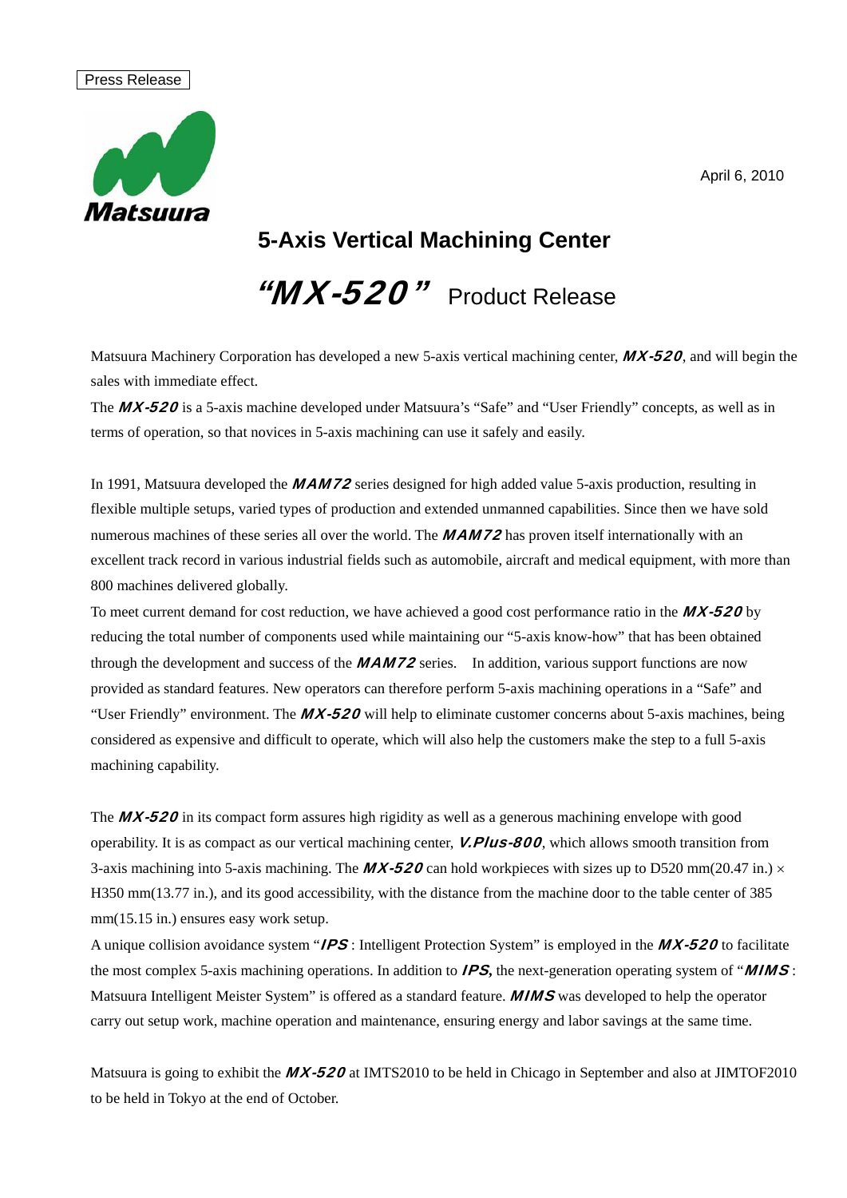Press Release

Matsuura

April 6, 2010

# 5-Axis Vertical Machining Center

## *"MX-520"* Product Release

Matsuura Machinery Corporation has developed a new 5-axis vertical machining center, ***MX-520***, and will begin the sales with immediate effect.

The ***MX-520*** is a 5-axis machine developed under Matsuura's "Safe" and "User Friendly" concepts, as well as in terms of operation, so that novices in 5-axis machining can use it safely and easily.

In 1991, Matsuura developed the ***MAM72*** series designed for high added value 5-axis production, resulting in flexible multiple setups, varied types of production and extended unmanned capabilities. Since then we have sold numerous machines of these series all over the world. The ***MAM72*** has proven itself internationally with an excellent track record in various industrial fields such as automobile, aircraft and medical equipment, with more than 800 machines delivered globally.

To meet current demand for cost reduction, we have achieved a good cost performance ratio in the ***MX-520*** by reducing the total number of components used while maintaining our "5-axis know-how" that has been obtained through the development and success of the ***MAM72*** series. In addition, various support functions are now provided as standard features. New operators can therefore perform 5-axis machining operations in a "Safe" and "User Friendly" environment. The ***MX-520*** will help to eliminate customer concerns about 5-axis machines, being considered as expensive and difficult to operate, which will also help the customers make the step to a full 5-axis machining capability.

The ***MX-520*** in its compact form assures high rigidity as well as a generous machining envelope with good operability. It is as compact as our vertical machining center, ***V.Plus-800***, which allows smooth transition from 3-axis machining into 5-axis machining. The ***MX-520*** can hold workpieces with sizes up to D520 mm(20.47 in.) × H350 mm(13.77 in.), and its good accessibility, with the distance from the machine door to the table center of 385 mm(15.15 in.) ensures easy work setup.

A unique collision avoidance system "***IPS***: Intelligent Protection System" is employed in the ***MX-520*** to facilitate the most complex 5-axis machining operations. In addition to ***IPS***, the next-generation operating system of "***MIMS***: Matsuura Intelligent Meister System" is offered as a standard feature. ***MIMS*** was developed to help the operator carry out setup work, machine operation and maintenance, ensuring energy and labor savings at the same time.

Matsuura is going to exhibit the ***MX-520*** at IMTS2010 to be held in Chicago in September and also at JIMTOF2010 to be held in Tokyo at the end of October.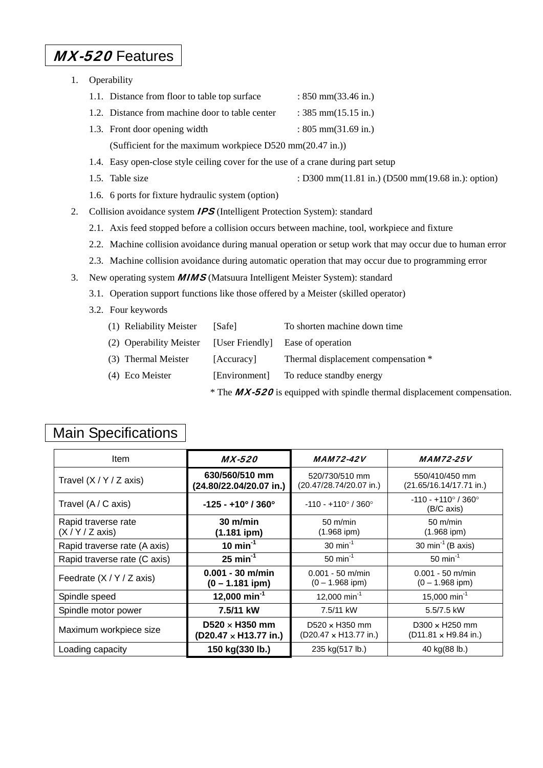## ***MX-520*** Features

1. Operability
   1.1. Distance from floor to table top surface : 850 mm(33.46 in.)
   1.2. Distance from machine door to table center : 385 mm(15.15 in.)
   1.3. Front door opening width : 805 mm(31.69 in.)
   (Sufficient for the maximum workpiece D520 mm(20.47 in.))
   1.4. Easy open-close style ceiling cover for the use of a crane during part setup
   1.5. Table size : D300 mm(11.81 in.) (D500 mm(19.68 in.): option)
   1.6. 6 ports for fixture hydraulic system (option)
2. Collision avoidance system ***IPS*** (Intelligent Protection System): standard
   2.1. Axis feed stopped before a collision occurs between machine, tool, workpiece and fixture
   2.2. Machine collision avoidance during manual operation or setup work that may occur due to human error
   2.3. Machine collision avoidance during automatic operation that may occur due to programming error
3. New operating system ***MIMS*** (Matsuura Intelligent Meister System): standard
   3.1. Operation support functions like those offered by a Meister (skilled operator)
   3.2. Four keywords
   (1) Reliability Meister [Safe] To shorten machine down time
   (2) Operability Meister [User Friendly] Ease of operation
   (3) Thermal Meister [Accuracy] Thermal displacement compensation *
   (4) Eco Meister [Environment] To reduce standby energy
   * The ***MX-520*** is equipped with spindle thermal displacement compensation.

## Main Specifications

| Item | ***MX-520*** | ***MAM72-42V*** | ***MAM72-25V*** |
|---|---|---|---|
| Travel (X / Y / Z axis) | **630/560/510 mm (24.80/22.04/20.07 in.)** | 520/730/510 mm (20.47/28.74/20.07 in.) | 550/410/450 mm (21.65/16.14/17.71 in.) |
| Travel (A / C axis) | **-125 - +10° / 360°** | -110 - +110° / 360° | -110 - +110° / 360° (B/C axis) |
| Rapid traverse rate (X / Y / Z axis) | **30 m/min (1.181 ipm)** | 50 m/min (1.968 ipm) | 50 m/min (1.968 ipm) |
| Rapid traverse rate (A axis) | **10 min$^{-1}$** | 30 min$^{-1}$ | 30 min$^{-1}$ (B axis) |
| Rapid traverse rate (C axis) | **25 min$^{-1}$** | 50 min$^{-1}$ | 50 min$^{-1}$ |
| Feedrate (X / Y / Z axis) | **0.001 - 30 m/min (0 – 1.181 ipm)** | 0.001 - 50 m/min (0 – 1.968 ipm) | 0.001 - 50 m/min (0 – 1.968 ipm) |
| Spindle speed | **12,000 min$^{-1}$** | 12,000 min$^{-1}$ | 15,000 min$^{-1}$ |
| Spindle motor power | **7.5/11 kW** | 7.5/11 kW | 5.5/7.5 kW |
| Maximum workpiece size | **D520 × H350 mm (D20.47 × H13.77 in.)** | D520 × H350 mm (D20.47 × H13.77 in.) | D300 × H250 mm (D11.81 × H9.84 in.) |
| Loading capacity | **150 kg(330 lb.)** | 235 kg(517 lb.) | 40 kg(88 lb.) |